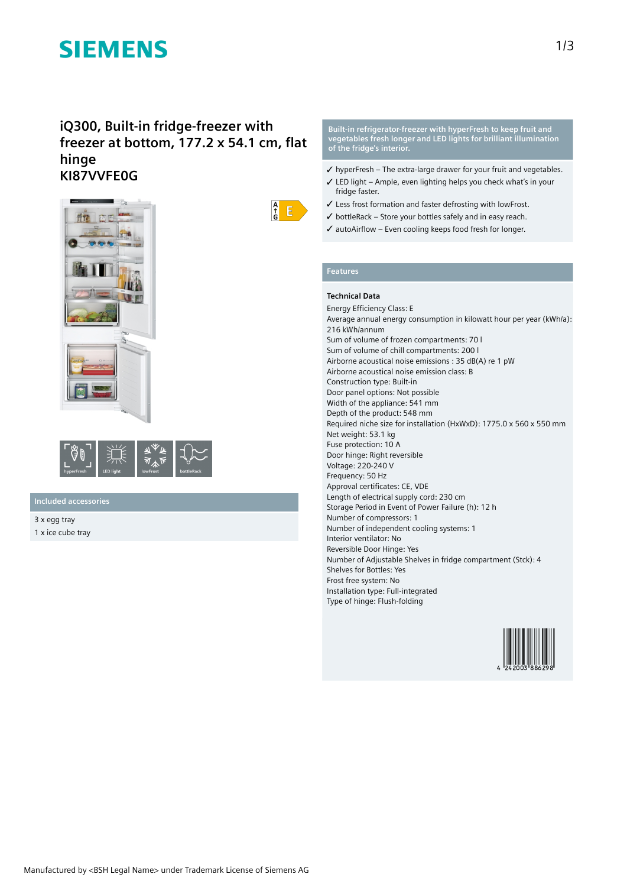# SIEMENS

## iQ300, Built-in fridge-freezer with freezer at bottom, 177.2 x 54.1 cm, flat hinge
## KI87VVFE0G

A ↑ G E

hyperFresh

LED light

lowFrost

bottleRack

### Included accessories

3 x egg tray

1 x ice cube tray

### Built-in refrigerator-freezer with hyperFresh to keep fruit and vegetables fresh longer and LED lights for brilliant illumination of the fridge's interior.

- ✓ hyperFresh – The extra-large drawer for your fruit and vegetables.
- ✓ LED light – Ample, even lighting helps you check what's in your fridge faster.
- ✓ Less frost formation and faster defrosting with lowFrost.
- ✓ bottleRack – Store your bottles safely and in easy reach.
- ✓ autoAirflow – Even cooling keeps food fresh for longer.

### Features

**Technical Data**

Energy Efficiency Class: E
Average annual energy consumption in kilowatt hour per year (kWh/a): 216 kWh/annum
Sum of volume of frozen compartments: 70 l
Sum of volume of chill compartments: 200 l
Airborne acoustical noise emissions : 35 dB(A) re 1 pW
Airborne acoustical noise emission class: B
Construction type: Built-in
Door panel options: Not possible
Width of the appliance: 541 mm
Depth of the product: 548 mm
Required niche size for installation (HxWxD): 1775.0 x 560 x 550 mm
Net weight: 53.1 kg
Fuse protection: 10 A
Door hinge: Right reversible
Voltage: 220-240 V
Frequency: 50 Hz
Approval certificates: CE, VDE
Length of electrical supply cord: 230 cm
Storage Period in Event of Power Failure (h): 12 h
Number of compressors: 1
Number of independent cooling systems: 1
Interior ventilator: No
Reversible Door Hinge: Yes
Number of Adjustable Shelves in fridge compartment (Stck): 4
Shelves for Bottles: Yes
Frost free system: No
Installation type: Full-integrated
Type of hinge: Flush-folding

4 242003 886298

Manufactured by <BSH Legal Name> under Trademark License of Siemens AG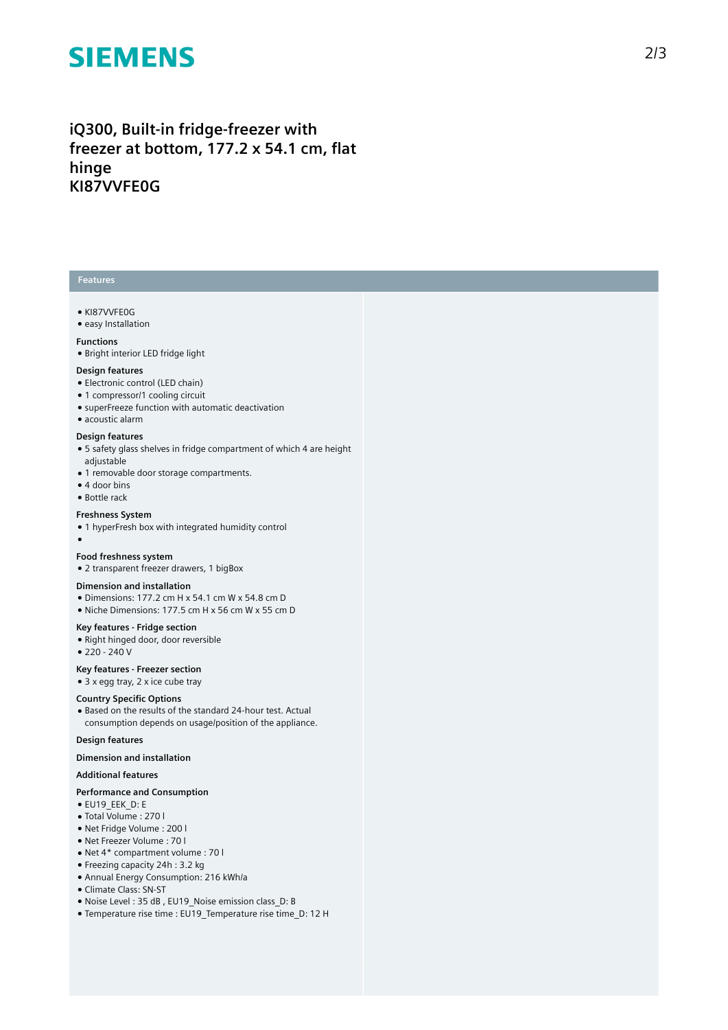# iQ300, Built-in fridge-freezer with freezer at bottom, 177.2 x 54.1 cm, flat hinge
# KI87VVFE0G

## Features

- KI87VVFE0G
- easy Installation

**Functions**

- Bright interior LED fridge light

**Design features**

- Electronic control (LED chain)
- 1 compressor/1 cooling circuit
- superFreeze function with automatic deactivation
- acoustic alarm

**Design features**

- 5 safety glass shelves in fridge compartment of which 4 are height adjustable
- 1 removable door storage compartments.
- 4 door bins
- Bottle rack

**Freshness System**

- 1 hyperFresh box with integrated humidity control
- 

**Food freshness system**

- 2 transparent freezer drawers, 1 bigBox

**Dimension and installation**

- Dimensions: 177.2 cm H x 54.1 cm W x 54.8 cm D
- Niche Dimensions: 177.5 cm H x 56 cm W x 55 cm D

**Key features - Fridge section**

- Right hinged door, door reversible
- 220 - 240 V

**Key features - Freezer section**

- 3 x egg tray, 2 x ice cube tray

**Country Specific Options**

- Based on the results of the standard 24-hour test. Actual consumption depends on usage/position of the appliance.

**Design features**

**Dimension and installation**

**Additional features**

**Performance and Consumption**

- EU19_EEK_D: E
- Total Volume : 270 l
- Net Fridge Volume : 200 l
- Net Freezer Volume : 70 l
- Net 4* compartment volume : 70 l
- Freezing capacity 24h : 3.2 kg
- Annual Energy Consumption: 216 kWh/a
- Climate Class: SN-ST
- Noise Level : 35 dB , EU19_Noise emission class_D: B
- Temperature rise time : EU19_Temperature rise time_D: 12 H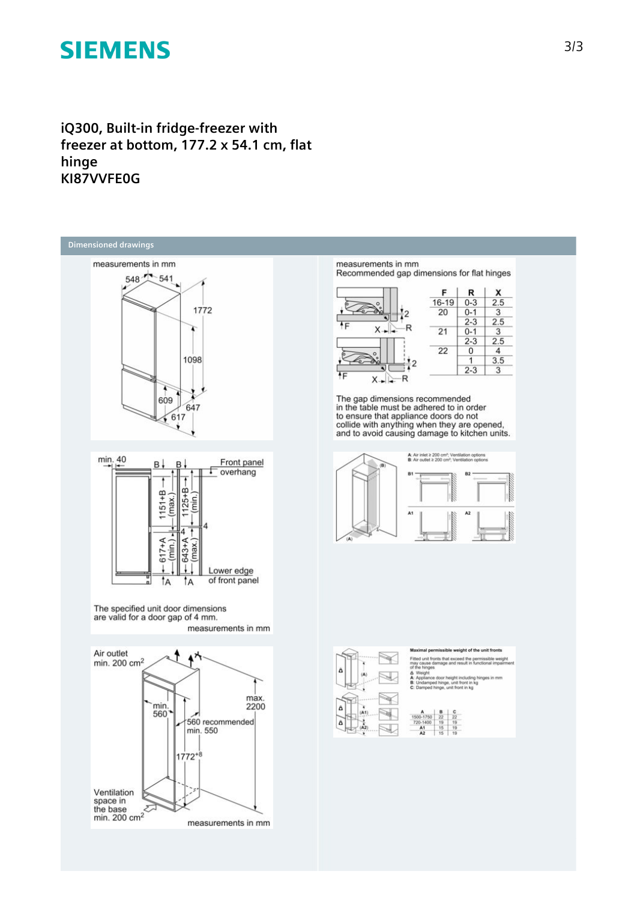# iQ300, Built-in fridge-freezer with freezer at bottom, 177.2 x 54.1 cm, flat hinge
# KI87VVFE0G

## Dimensioned drawings

measurements in mm

548
541
1772
1098
609
647
617

measurements in mm
Recommended gap dimensions for flat hinges

| F | R | X |
|---|---|---|
| 16-19 | 0-3 | 2.5 |
| 20 | 0-1 | 3 |
| | 2-3 | 2.5 |
| 21 | 0-1 | 3 |
| | 2-3 | 2.5 |
| 22 | 0 | 4 |
| | 1 | 3.5 |
| | 2-3 | 3 |

The gap dimensions recommended in the table must be adhered to in order to ensure that appliance doors do not collide with anything when they are opened, and to avoid causing damage to kitchen units.

min. 40
B
B
Front panel overhang
1151+B (max.)
1125+B (min.)
4
4
617+A (min.)
643+A (max.)
Lower edge of front panel
A
A

The specified unit door dimensions are valid for a door gap of 4 mm.
measurements in mm

A: Air inlet ≥ 200 cm²: Ventilation options
B: Air outlet ≥ 200 cm²: Ventilation options
(B)
B1
B2
A1
A2
(A)

Air outlet
min. 200 cm²
min. 560
max. 2200
560 recommended
min. 550
1772+8
Ventilation space in the base
min. 200 cm²
measurements in mm

Maximal permissible weight of the unit fronts

Fitted unit fronts that exceed the permissible weight may cause damage and result in functional impairment of the hinges
Δ: Weight
A: Appliance door height including hinges in mm
B: Undamped hinge, unit front in kg
C: Damped hinge, unit front in kg

(A)
(A1)
(A2)

| A | B | C |
|---|---|---|
| 1500-1750 | 22 | 22 |
| 720-1400 | 19 | 19 |
| A1 | 15 | 19 |
| A2 | 15 | 19 |